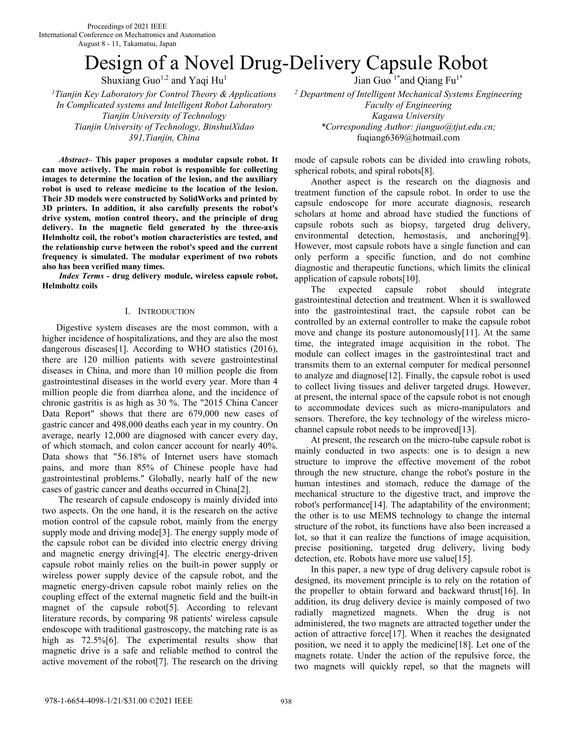# Design of a Novel Drug-Delivery Capsule Robot

Shuxiang Guo[1,2] and Yaqi Hu[1]

[1]*Tianjin Key Laboratory for Control Theory & Applications In Complicated systems and Intelligent Robot Laboratory Tianjin University of Technology Tianjin University of Technology, BinshuiXidao 391,Tianjin, China*

Jian Guo [1*] and Qiang Fu[1*]

[2] *Department of Intelligent Mechanical Systems Engineering Faculty of Engineering Kagawa University*
*\*Corresponding Author: jianguo@tjut.edu.cn;*
fuqiang6369@hotmail.com

***Abstract*– This paper proposes a modular capsule robot. It can move actively. The main robot is responsible for collecting images to determine the location of the lesion, and the auxiliary robot is used to release medicine to the location of the lesion. Their 3D models were constructed by SolidWorks and printed by 3D printers. In addition, it also carefully presents the robot's drive system, motion control theory, and the principle of drug delivery. In the magnetic field generated by the three-axis Helmholtz coil, the robot's motion characteristics are tested, and the relationship curve between the robot's speed and the current frequency is simulated. The modular experiment of two robots also has been verified many times.**

***Index Terms* - drug delivery module, wireless capsule robot, Helmholtz coils**

## I. Introduction

Digestive system diseases are the most common, with a higher incidence of hospitalizations, and they are also the most dangerous diseases[1]. According to WHO statistics (2016), there are 120 million patients with severe gastrointestinal diseases in China, and more than 10 million people die from gastrointestinal diseases in the world every year. More than 4 million people die from diarrhea alone, and the incidence of chronic gastritis is as high as 30 %. The "2015 China Cancer Data Report" shows that there are 679,000 new cases of gastric cancer and 498,000 deaths each year in my country. On average, nearly 12,000 are diagnosed with cancer every day, of which stomach, and colon cancer account for nearly 40%. Data shows that "56.18% of Internet users have stomach pains, and more than 85% of Chinese people have had gastrointestinal problems." Globally, nearly half of the new cases of gastric cancer and deaths occurred in China[2].

The research of capsule endoscopy is mainly divided into two aspects. On the one hand, it is the research on the active motion control of the capsule robot, mainly from the energy supply mode and driving mode[3]. The energy supply mode of the capsule robot can be divided into electric energy driving and magnetic energy driving[4]. The electric energy-driven capsule robot mainly relies on the built-in power supply or wireless power supply device of the capsule robot, and the magnetic energy-driven capsule robot mainly relies on the coupling effect of the external magnetic field and the built-in magnet of the capsule robot[5]. According to relevant literature records, by comparing 98 patients' wireless capsule endoscope with traditional gastroscopy, the matching rate is as high as 72.5%[6]. The experimental results show that magnetic drive is a safe and reliable method to control the active movement of the robot[7]. The research on the driving mode of capsule robots can be divided into crawling robots, spherical robots, and spiral robots[8].

Another aspect is the research on the diagnosis and treatment function of the capsule robot. In order to use the capsule endoscope for more accurate diagnosis, research scholars at home and abroad have studied the functions of capsule robots such as biopsy, targeted drug delivery, environmental detection, hemostasis, and anchoring[9]. However, most capsule robots have a single function and can only perform a specific function, and do not combine diagnostic and therapeutic functions, which limits the clinical application of capsule robots[10].

The expected capsule robot should integrate gastrointestinal detection and treatment. When it is swallowed into the gastrointestinal tract, the capsule robot can be controlled by an external controller to make the capsule robot move and change its posture autonomously[11]. At the same time, the integrated image acquisition in the robot. The module can collect images in the gastrointestinal tract and transmits them to an external computer for medical personnel to analyze and diagnose[12]. Finally, the capsule robot is used to collect living tissues and deliver targeted drugs. However, at present, the internal space of the capsule robot is not enough to accommodate devices such as micro-manipulators and sensors. Therefore, the key technology of the wireless micro-channel capsule robot needs to be improved[13].

At present, the research on the micro-tube capsule robot is mainly conducted in two aspects: one is to design a new structure to improve the effective movement of the robot through the new structure, change the robot's posture in the human intestines and stomach, reduce the damage of the mechanical structure to the digestive tract, and improve the robot's performance[14]. The adaptability of the environment; the other is to use MEMS technology to change the internal structure of the robot, its functions have also been increased a lot, so that it can realize the functions of image acquisition, precise positioning, targeted drug delivery, living body detection, etc. Robots have more use value[15].

In this paper, a new type of drug delivery capsule robot is designed, its movement principle is to rely on the rotation of the propeller to obtain forward and backward thrust[16]. In addition, its drug delivery device is mainly composed of two radially magnetized magnets. When the drug is not administered, the two magnets are attracted together under the action of attractive force[17]. When it reaches the designated position, we need it to apply the medicine[18]. Let one of the magnets rotate. Under the action of the repulsive force, the two magnets will quickly repel, so that the magnets will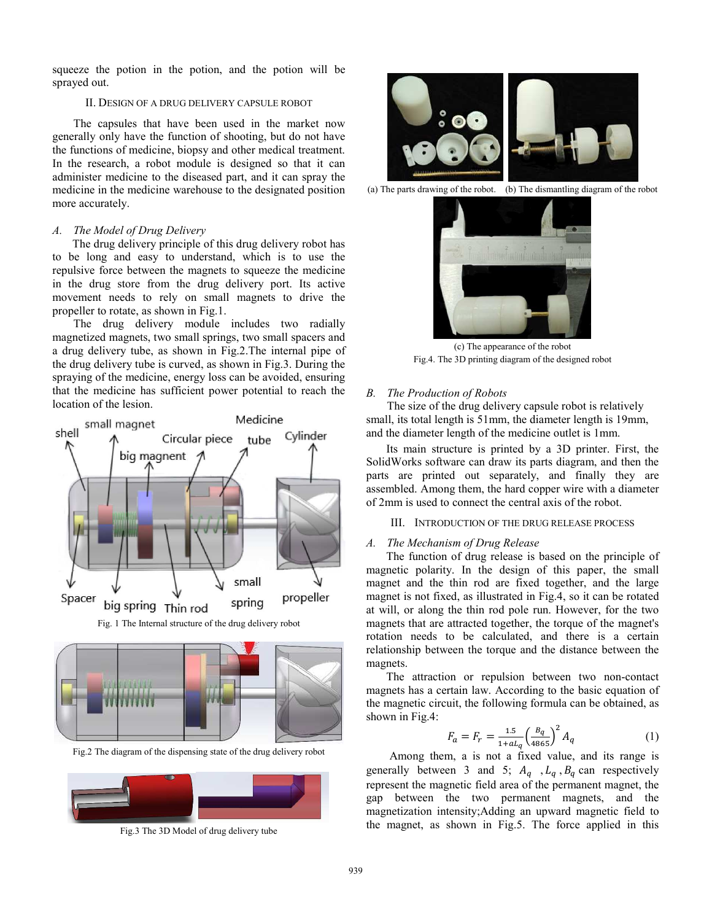squeeze the potion in the potion, and the potion will be sprayed out.

## II. Design of a Drug Delivery Capsule Robot

The capsules that have been used in the market now generally only have the function of shooting, but do not have the functions of medicine, biopsy and other medical treatment. In the research, a robot module is designed so that it can administer medicine to the diseased part, and it can spray the medicine in the medicine warehouse to the designated position more accurately.

### *A. The Model of Drug Delivery*

The drug delivery principle of this drug delivery robot has to be long and easy to understand, which is to use the repulsive force between the magnets to squeeze the medicine in the drug store from the drug delivery port. Its active movement needs to rely on small magnets to drive the propeller to rotate, as shown in Fig.1.

The drug delivery module includes two radially magnetized magnets, two small springs, two small spacers and a drug delivery tube, as shown in Fig.2.The internal pipe of the drug delivery tube is curved, as shown in Fig.3. During the spraying of the medicine, energy loss can be avoided, ensuring that the medicine has sufficient power potential to reach the location of the lesion.

shell
small magnet
Circular piece
big magnent
Medicine tube
Cylinder
Spacer
big spring
Thin rod
small spring
propeller

Fig. 1 The Internal structure of the drug delivery robot

Fig.2 The diagram of the dispensing state of the drug delivery robot

Fig.3 The 3D Model of drug delivery tube

(a) The parts drawing of the robot. (b) The dismantling diagram of the robot

(c) The appearance of the robot

Fig.4. The 3D printing diagram of the designed robot

### *B. The Production of Robots*

The size of the drug delivery capsule robot is relatively small, its total length is 51mm, the diameter length is 19mm, and the diameter length of the medicine outlet is 1mm.

Its main structure is printed by a 3D printer. First, the SolidWorks software can draw its parts diagram, and then the parts are printed out separately, and finally they are assembled. Among them, the hard copper wire with a diameter of 2mm is used to connect the central axis of the robot.

## III. Introduction of the Drug Release Process

### *A. The Mechanism of Drug Release*

The function of drug release is based on the principle of magnetic polarity. In the design of this paper, the small magnet and the thin rod are fixed together, and the large magnet is not fixed, as illustrated in Fig.4, so it can be rotated at will, or along the thin rod pole run. However, for the two magnets that are attracted together, the torque of the magnet's rotation needs to be calculated, and there is a certain relationship between the torque and the distance between the magnets.

The attraction or repulsion between two non-contact magnets has a certain law. According to the basic equation of the magnetic circuit, the following formula can be obtained, as shown in Fig.4:

$$F_a = F_r = \frac{1.5}{1+aL_q}\left(\frac{B_q}{4865}\right)^2 A_q \tag{1}$$

Among them, a is not a fixed value, and its range is generally between 3 and 5; $A_q$ ,$L_q$ ,$B_q$ can respectively represent the magnetic field area of the permanent magnet, the gap between the two permanent magnets, and the magnetization intensity;Adding an upward magnetic field to the magnet, as shown in Fig.5. The force applied in this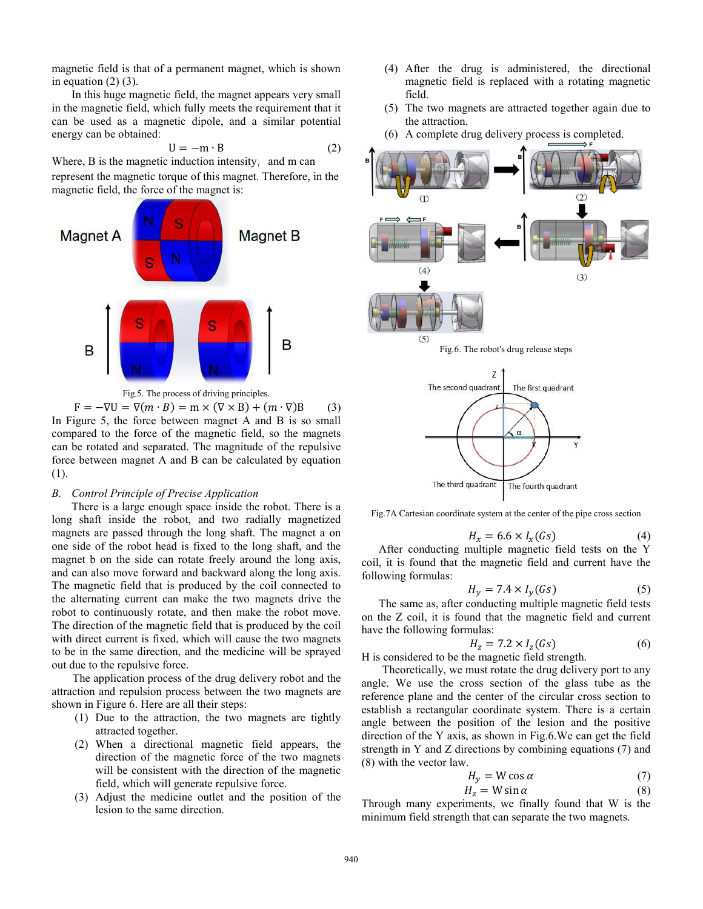magnetic field is that of a permanent magnet, which is shown in equation (2) (3).

In this huge magnetic field, the magnet appears very small in the magnetic field, which fully meets the requirement that it can be used as a magnetic dipole, and a similar potential energy can be obtained:

$$U = -m \cdot B \tag{2}$$

Where, B is the magnetic induction intensity, and m can represent the magnetic torque of this magnet. Therefore, in the magnetic field, the force of the magnet is:

Fig.5. The process of driving principles.

$$F = -\nabla U = \nabla(m \cdot B) = m \times (\nabla \times B) + (m \cdot \nabla)B \tag{3}$$

In Figure 5, the force between magnet A and B is so small compared to the force of the magnetic field, so the magnets can be rotated and separated. The magnitude of the repulsive force between magnet A and B can be calculated by equation (1).

### *B. Control Principle of Precise Application*

There is a large enough space inside the robot. There is a long shaft inside the robot, and two radially magnetized magnets are passed through the long shaft. The magnet a on one side of the robot head is fixed to the long shaft, and the magnet b on the side can rotate freely around the long axis, and can also move forward and backward along the long axis. The magnetic field that is produced by the coil connected to the alternating current can make the two magnets drive the robot to continuously rotate, and then make the robot move. The direction of the magnetic field that is produced by the coil with direct current is fixed, which will cause the two magnets to be in the same direction, and the medicine will be sprayed out due to the repulsive force.

The application process of the drug delivery robot and the attraction and repulsion process between the two magnets are shown in Figure 6. Here are all their steps:

(1) Due to the attraction, the two magnets are tightly attracted together.
(2) When a directional magnetic field appears, the direction of the magnetic force of the two magnets will be consistent with the direction of the magnetic field, which will generate repulsive force.
(3) Adjust the medicine outlet and the position of the lesion to the same direction.
(4) After the drug is administered, the directional magnetic field is replaced with a rotating magnetic field.
(5) The two magnets are attracted together again due to the attraction.
(6) A complete drug delivery process is completed.

Fig.6. The robot's drug release steps

Fig.7A Cartesian coordinate system at the center of the pipe cross section

$$H_x = 6.6 \times I_x (Gs) \tag{4}$$

After conducting multiple magnetic field tests on the Y coil, it is found that the magnetic field and current have the following formulas:

$$H_y = 7.4 \times I_y (Gs) \tag{5}$$

The same as, after conducting multiple magnetic field tests on the Z coil, it is found that the magnetic field and current have the following formulas:

$$H_z = 7.2 \times I_z (Gs) \tag{6}$$

H is considered to be the magnetic field strength.

Theoretically, we must rotate the drug delivery port to any angle. We use the cross section of the glass tube as the reference plane and the center of the circular cross section to establish a rectangular coordinate system. There is a certain angle between the position of the lesion and the positive direction of the Y axis, as shown in Fig.6.We can get the field strength in Y and Z directions by combining equations (7) and (8) with the vector law.

$$H_y = W \cos \alpha \tag{7}$$

$$H_z = W \sin \alpha \tag{8}$$

Through many experiments, we finally found that W is the minimum field strength that can separate the two magnets.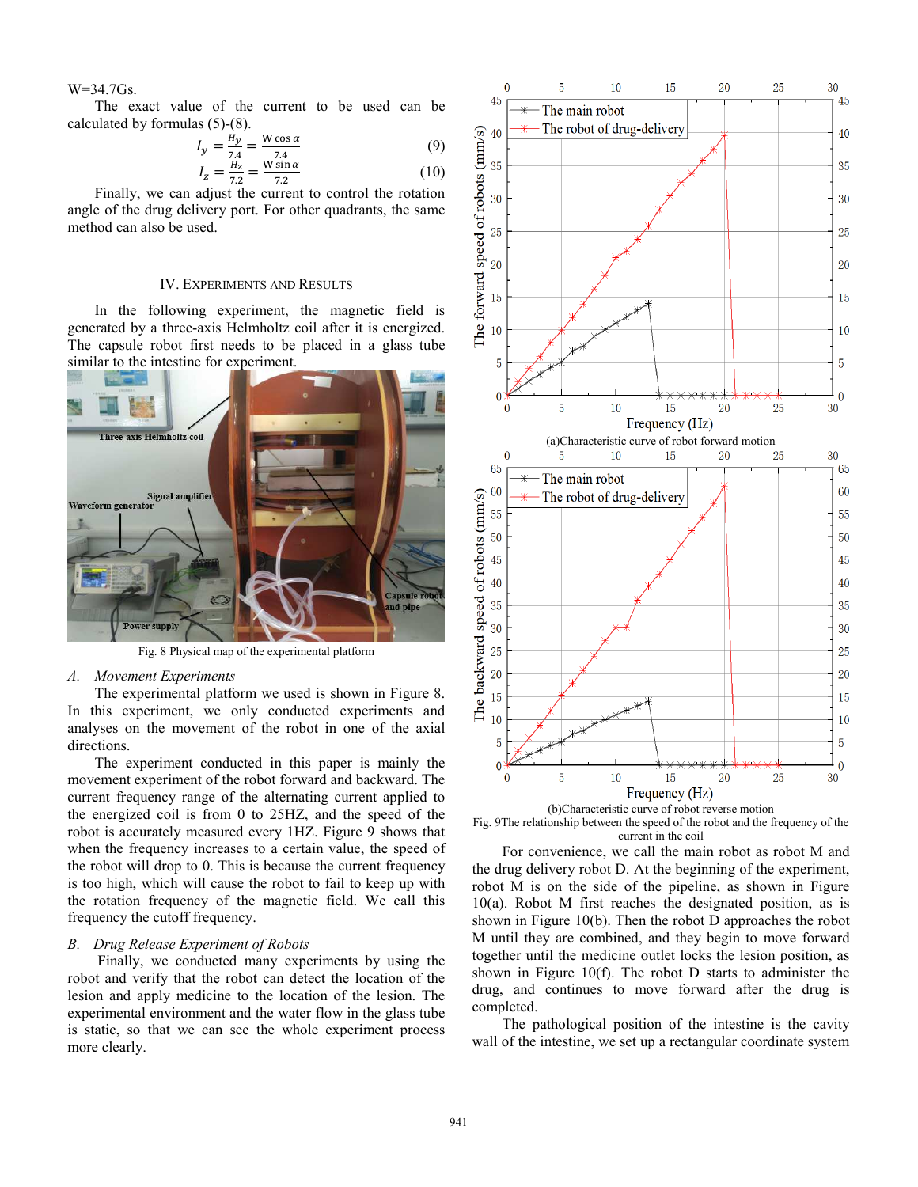W=34.7Gs.

The exact value of the current to be used can be calculated by formulas (5)-(8).

$$I_y = \frac{H_y}{7.4} = \frac{W\cos\alpha}{7.4} \quad (9)$$

$$I_z = \frac{H_z}{7.2} = \frac{W\sin\alpha}{7.2} \quad (10)$$

Finally, we can adjust the current to control the rotation angle of the drug delivery port. For other quadrants, the same method can also be used.

## IV. EXPERIMENTS AND RESULTS

In the following experiment, the magnetic field is generated by a three-axis Helmholtz coil after it is energized. The capsule robot first needs to be placed in a glass tube similar to the intestine for experiment.

Three-axis Helmholtz coil
Signal amplifier
Waveform generator
Capsule robot and pipe
Power supply

Fig. 8 Physical map of the experimental platform

### *A. Movement Experiments*

The experimental platform we used is shown in Figure 8. In this experiment, we only conducted experiments and analyses on the movement of the robot in one of the axial directions.

The experiment conducted in this paper is mainly the movement experiment of the robot forward and backward. The current frequency range of the alternating current applied to the energized coil is from 0 to 25HZ, and the speed of the robot is accurately measured every 1HZ. Figure 9 shows that when the frequency increases to a certain value, the speed of the robot will drop to 0. This is because the current frequency is too high, which will cause the robot to fail to keep up with the rotation frequency of the magnetic field. We call this frequency the cutoff frequency.

### *B. Drug Release Experiment of Robots*

Finally, we conducted many experiments by using the robot and verify that the robot can detect the location of the lesion and apply medicine to the location of the lesion. The experimental environment and the water flow in the glass tube is static, so that we can see the whole experiment process more clearly.

The main robot
The robot of drug-delivery
The forward speed of robots (mm/s)
Frequency (Hz)

(a)Characteristic curve of robot forward motion

The main robot
The robot of drug-delivery
The backward speed of robots (mm/s)
Frequency (Hz)

(b)Characteristic curve of robot reverse motion

Fig. 9The relationship between the speed of the robot and the frequency of the current in the coil

For convenience, we call the main robot as robot M and the drug delivery robot D. At the beginning of the experiment, robot M is on the side of the pipeline, as shown in Figure 10(a). Robot M first reaches the designated position, as is shown in Figure 10(b). Then the robot D approaches the robot M until they are combined, and they begin to move forward together until the medicine outlet locks the lesion position, as shown in Figure 10(f). The robot D starts to administer the drug, and continues to move forward after the drug is completed.

The pathological position of the intestine is the cavity wall of the intestine, we set up a rectangular coordinate system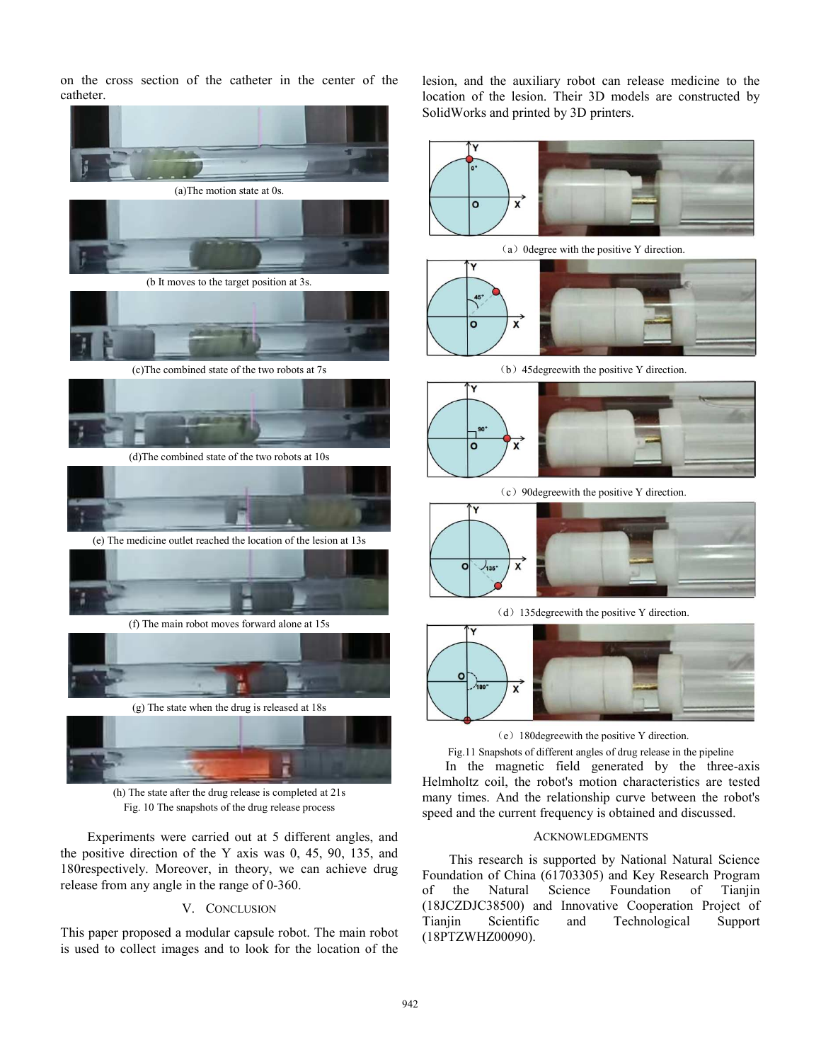on the cross section of the catheter in the center of the catheter.

(a)The motion state at 0s.

(b It moves to the target position at 3s.

(c)The combined state of the two robots at 7s

(d)The combined state of the two robots at 10s

(e) The medicine outlet reached the location of the lesion at 13s

(f) The main robot moves forward alone at 15s

(g) The state when the drug is released at 18s

(h) The state after the drug release is completed at 21s

Fig. 10 The snapshots of the drug release process

Experiments were carried out at 5 different angles, and the positive direction of the Y axis was 0, 45, 90, 135, and 180respectively. Moreover, in theory, we can achieve drug release from any angle in the range of 0-360.

## V. CONCLUSION

This paper proposed a modular capsule robot. The main robot is used to collect images and to look for the location of the lesion, and the auxiliary robot can release medicine to the location of the lesion. Their 3D models are constructed by SolidWorks and printed by 3D printers.

Y
0°
O
X

（a）0degree with the positive Y direction.

Y
45°
O
X

（b）45degreewith the positive Y direction.

Y
90°
O
X

（c）90degreewith the positive Y direction.

Y
O
135°
X

（d）135degreewith the positive Y direction.

Y
O
180°
X

（e）180degreewith the positive Y direction.

Fig.11 Snapshots of different angles of drug release in the pipeline

In the magnetic field generated by the three-axis Helmholtz coil, the robot's motion characteristics are tested many times. And the relationship curve between the robot's speed and the current frequency is obtained and discussed.

## ACKNOWLEDGMENTS

This research is supported by National Natural Science Foundation of China (61703305) and Key Research Program of the Natural Science Foundation of Tianjin (18JCZDJC38500) and Innovative Cooperation Project of Tianjin Scientific and Technological Support (18PTZWHZ00090).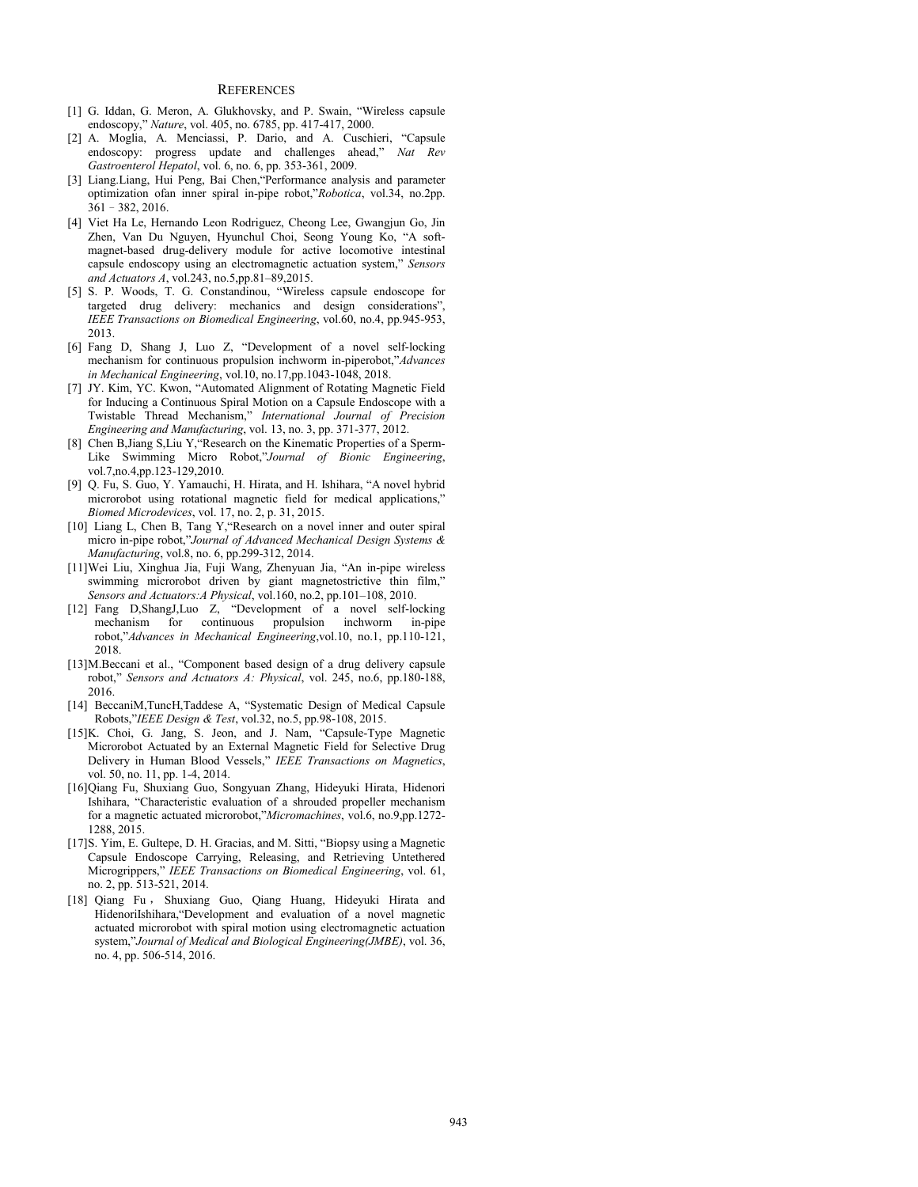## References

[1] G. Iddan, G. Meron, A. Glukhovsky, and P. Swain, "Wireless capsule endoscopy," *Nature*, vol. 405, no. 6785, pp. 417-417, 2000.

[2] A. Moglia, A. Menciassi, P. Dario, and A. Cuschieri, "Capsule endoscopy: progress update and challenges ahead," *Nat Rev Gastroenterol Hepatol*, vol. 6, no. 6, pp. 353-361, 2009.

[3] Liang.Liang, Hui Peng, Bai Chen,"Performance analysis and parameter optimization ofan inner spiral in-pipe robot,"*Robotica*, vol.34, no.2pp. 361–382, 2016.

[4] Viet Ha Le, Hernando Leon Rodriguez, Cheong Lee, Gwangjun Go, Jin Zhen, Van Du Nguyen, Hyunchul Choi, Seong Young Ko, "A soft-magnet-based drug-delivery module for active locomotive intestinal capsule endoscopy using an electromagnetic actuation system," *Sensors and Actuators A*, vol.243, no.5,pp.81–89,2015.

[5] S. P. Woods, T. G. Constandinou, "Wireless capsule endoscope for targeted drug delivery: mechanics and design considerations", *IEEE Transactions on Biomedical Engineering*, vol.60, no.4, pp.945-953, 2013.

[6] Fang D, Shang J, Luo Z, "Development of a novel self-locking mechanism for continuous propulsion inchworm in-piperobot,"*Advances in Mechanical Engineering*, vol.10, no.17,pp.1043-1048, 2018.

[7] JY. Kim, YC. Kwon, "Automated Alignment of Rotating Magnetic Field for Inducing a Continuous Spiral Motion on a Capsule Endoscope with a Twistable Thread Mechanism," *International Journal of Precision Engineering and Manufacturing*, vol. 13, no. 3, pp. 371-377, 2012.

[8] Chen B,Jiang S,Liu Y,"Research on the Kinematic Properties of a Sperm-Like Swimming Micro Robot,"*Journal of Bionic Engineering*, vol.7,no.4,pp.123-129,2010.

[9] Q. Fu, S. Guo, Y. Yamauchi, H. Hirata, and H. Ishihara, "A novel hybrid microrobot using rotational magnetic field for medical applications," *Biomed Microdevices*, vol. 17, no. 2, p. 31, 2015.

[10] Liang L, Chen B, Tang Y,"Research on a novel inner and outer spiral micro in-pipe robot,"*Journal of Advanced Mechanical Design Systems & Manufacturing*, vol.8, no. 6, pp.299-312, 2014.

[11]Wei Liu, Xinghua Jia, Fuji Wang, Zhenyuan Jia, "An in-pipe wireless swimming microrobot driven by giant magnetostrictive thin film," *Sensors and Actuators:A Physical*, vol.160, no.2, pp.101–108, 2010.

[12] Fang D,ShangJ,Luo Z, "Development of a novel self-locking mechanism for continuous propulsion inchworm in-pipe robot,"*Advances in Mechanical Engineering*,vol.10, no.1, pp.110-121, 2018.

[13]M.Beccani et al., "Component based design of a drug delivery capsule robot," *Sensors and Actuators A: Physical*, vol. 245, no.6, pp.180-188, 2016.

[14] BeccaniM,TuncH,Taddese A, "Systematic Design of Medical Capsule Robots,"*IEEE Design & Test*, vol.32, no.5, pp.98-108, 2015.

[15]K. Choi, G. Jang, S. Jeon, and J. Nam, "Capsule-Type Magnetic Microrobot Actuated by an External Magnetic Field for Selective Drug Delivery in Human Blood Vessels," *IEEE Transactions on Magnetics*, vol. 50, no. 11, pp. 1-4, 2014.

[16]Qiang Fu, Shuxiang Guo, Songyuan Zhang, Hideyuki Hirata, Hidenori Ishihara, "Characteristic evaluation of a shrouded propeller mechanism for a magnetic actuated microrobot,"*Micromachines*, vol.6, no.9,pp.1272-1288, 2015.

[17]S. Yim, E. Gultepe, D. H. Gracias, and M. Sitti, "Biopsy using a Magnetic Capsule Endoscope Carrying, Releasing, and Retrieving Untethered Microgrippers," *IEEE Transactions on Biomedical Engineering*, vol. 61, no. 2, pp. 513-521, 2014.

[18] Qiang Fu，Shuxiang Guo, Qiang Huang, Hideyuki Hirata and HidenoriIshihara,"Development and evaluation of a novel magnetic actuated microrobot with spiral motion using electromagnetic actuation system,"*Journal of Medical and Biological Engineering(JMBE)*, vol. 36, no. 4, pp. 506-514, 2016.